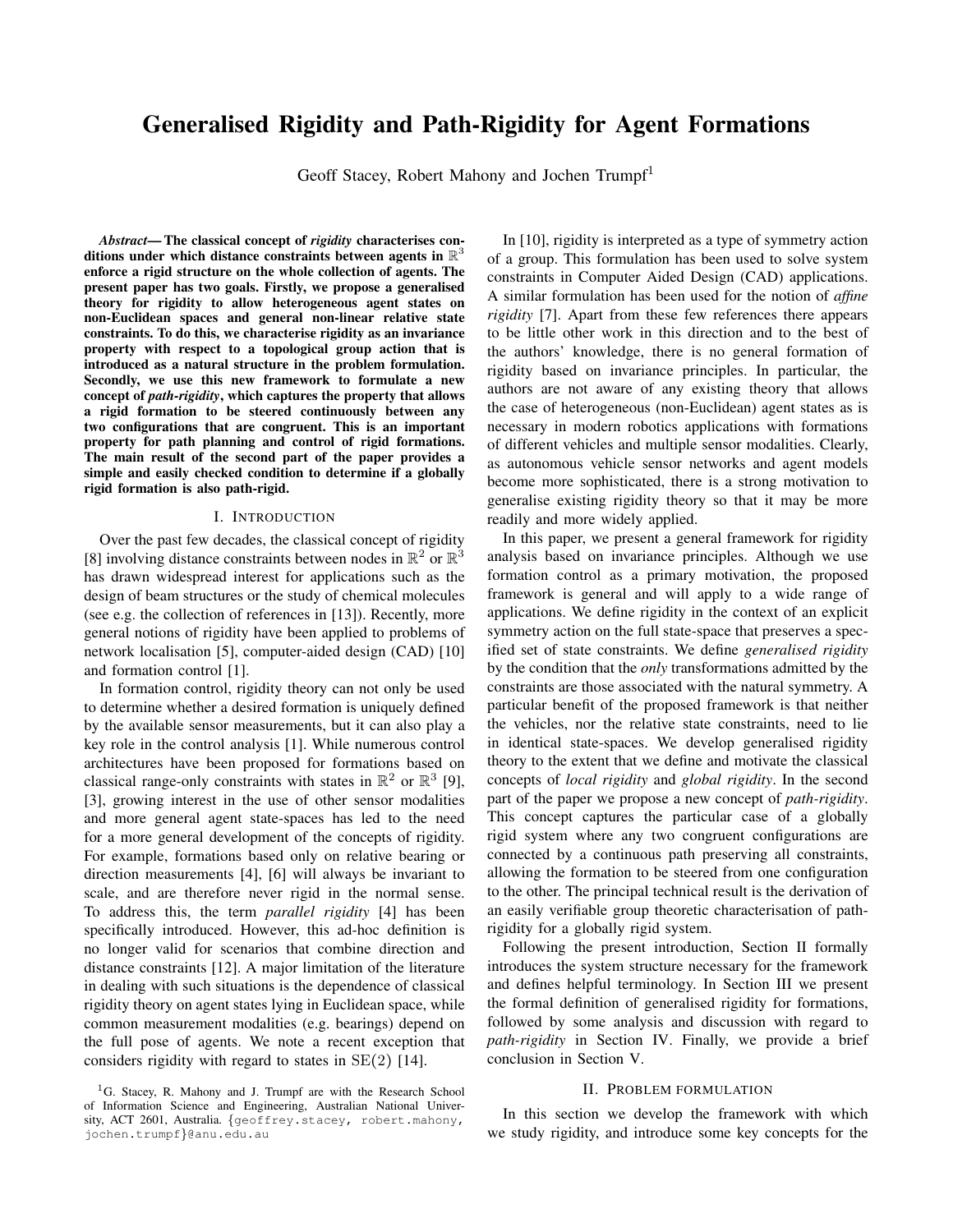# Generalised Rigidity and Path-Rigidity for Agent Formations

Geoff Stacey, Robert Mahony and Jochen Trumpf[1]

***Abstract*— The classical concept of *rigidity* characterises conditions under which distance constraints between agents in $\mathbb{R}^3$ enforce a rigid structure on the whole collection of agents. The present paper has two goals. Firstly, we propose a generalised theory for rigidity to allow heterogeneous agent states on non-Euclidean spaces and general non-linear relative state constraints. To do this, we characterise rigidity as an invariance property with respect to a topological group action that is introduced as a natural structure in the problem formulation. Secondly, we use this new framework to formulate a new concept of *path-rigidity*, which captures the property that allows a rigid formation to be steered continuously between any two configurations that are congruent. This is an important property for path planning and control of rigid formations. The main result of the second part of the paper provides a simple and easily checked condition to determine if a globally rigid formation is also path-rigid.**

## I. Introduction

Over the past few decades, the classical concept of rigidity [8] involving distance constraints between nodes in $\mathbb{R}^2$ or $\mathbb{R}^3$ has drawn widespread interest for applications such as the design of beam structures or the study of chemical molecules (see e.g. the collection of references in [13]). Recently, more general notions of rigidity have been applied to problems of network localisation [5], computer-aided design (CAD) [10] and formation control [1].

In formation control, rigidity theory can not only be used to determine whether a desired formation is uniquely defined by the available sensor measurements, but it can also play a key role in the control analysis [1]. While numerous control architectures have been proposed for formations based on classical range-only constraints with states in $\mathbb{R}^2$ or $\mathbb{R}^3$ [9], [3], growing interest in the use of other sensor modalities and more general agent state-spaces has led to the need for a more general development of the concepts of rigidity. For example, formations based only on relative bearing or direction measurements [4], [6] will always be invariant to scale, and are therefore never rigid in the normal sense. To address this, the term *parallel rigidity* [4] has been specifically introduced. However, this ad-hoc definition is no longer valid for scenarios that combine direction and distance constraints [12]. A major limitation of the literature in dealing with such situations is the dependence of classical rigidity theory on agent states lying in Euclidean space, while common measurement modalities (e.g. bearings) depend on the full pose of agents. We note a recent exception that considers rigidity with regard to states in $\mathrm{SE}(2)$ [14].

In [10], rigidity is interpreted as a type of symmetry action of a group. This formulation has been used to solve system constraints in Computer Aided Design (CAD) applications. A similar formulation has been used for the notion of *affine rigidity* [7]. Apart from these few references there appears to be little other work in this direction and to the best of the authors' knowledge, there is no general formation of rigidity based on invariance principles. In particular, the authors are not aware of any existing theory that allows the case of heterogeneous (non-Euclidean) agent states as is necessary in modern robotics applications with formations of different vehicles and multiple sensor modalities. Clearly, as autonomous vehicle sensor networks and agent models become more sophisticated, there is a strong motivation to generalise existing rigidity theory so that it may be more readily and more widely applied.

In this paper, we present a general framework for rigidity analysis based on invariance principles. Although we use formation control as a primary motivation, the proposed framework is general and will apply to a wide range of applications. We define rigidity in the context of an explicit symmetry action on the full state-space that preserves a specified set of state constraints. We define *generalised rigidity* by the condition that the *only* transformations admitted by the constraints are those associated with the natural symmetry. A particular benefit of the proposed framework is that neither the vehicles, nor the relative state constraints, need to lie in identical state-spaces. We develop generalised rigidity theory to the extent that we define and motivate the classical concepts of *local rigidity* and *global rigidity*. In the second part of the paper we propose a new concept of *path-rigidity*. This concept captures the particular case of a globally rigid system where any two congruent configurations are connected by a continuous path preserving all constraints, allowing the formation to be steered from one configuration to the other. The principal technical result is the derivation of an easily verifiable group theoretic characterisation of path-rigidity for a globally rigid system.

Following the present introduction, Section II formally introduces the system structure necessary for the framework and defines helpful terminology. In Section III we present the formal definition of generalised rigidity for formations, followed by some analysis and discussion with regard to *path-rigidity* in Section IV. Finally, we provide a brief conclusion in Section V.

## II. Problem formulation

In this section we develop the framework with which we study rigidity, and introduce some key concepts for the

[1] G. Stacey, R. Mahony and J. Trumpf are with the Research School of Information Science and Engineering, Australian National University, ACT 2601, Australia. {geoffrey.stacey, robert.mahony, jochen.trumpf}@anu.edu.au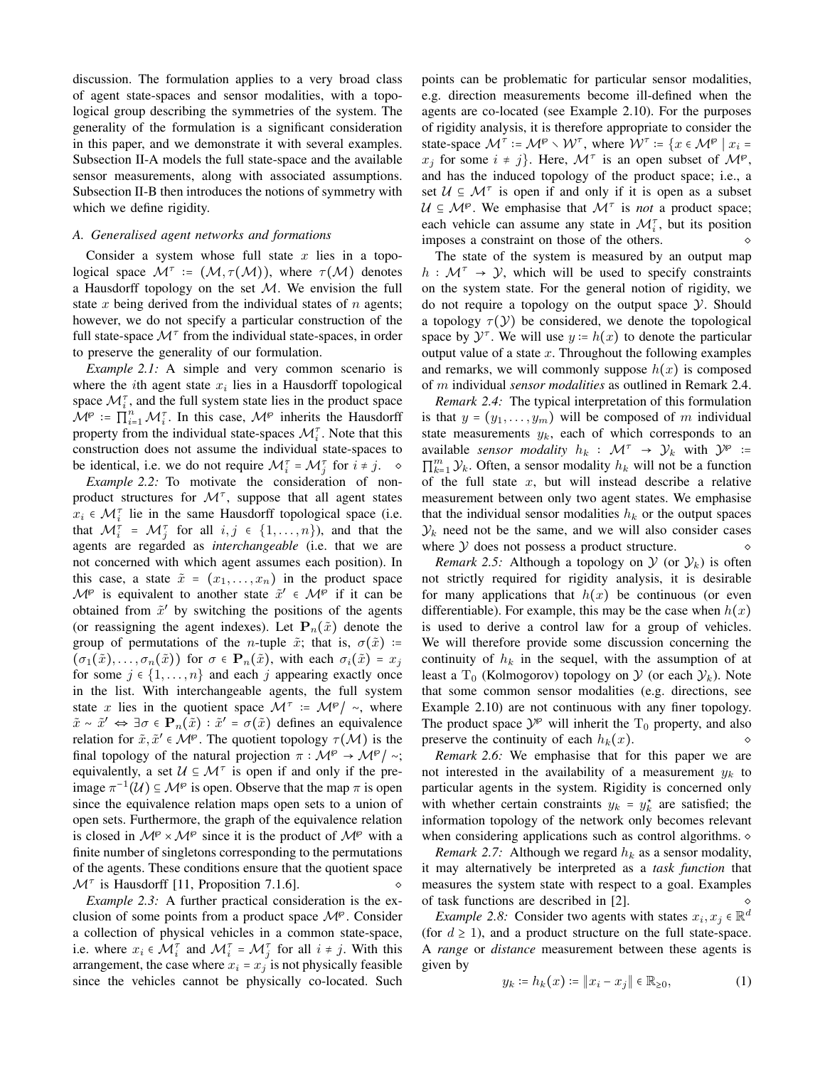discussion. The formulation applies to a very broad class of agent state-spaces and sensor modalities, with a topological group describing the symmetries of the system. The generality of the formulation is a significant consideration in this paper, and we demonstrate it with several examples. Subsection II-A models the full state-space and the available sensor measurements, along with associated assumptions. Subsection II-B then introduces the notions of symmetry with which we define rigidity.

### A. Generalised agent networks and formations

Consider a system whose full state $x$ lies in a topological space $\mathcal{M}^\tau := (\mathcal{M}, \tau(\mathcal{M}))$, where $\tau(\mathcal{M})$ denotes a Hausdorff topology on the set $\mathcal{M}$. We envision the full state $x$ being derived from the individual states of $n$ agents; however, we do not specify a particular construction of the full state-space $\mathcal{M}^\tau$ from the individual state-spaces, in order to preserve the generality of our formulation.

*Example 2.1:* A simple and very common scenario is where the $i$th agent state $x_i$ lies in a Hausdorff topological space $\mathcal{M}_i^\tau$, and the full system state lies in the product space $\mathcal{M}^\wp := \prod_{i=1}^n \mathcal{M}_i^\tau$. In this case, $\mathcal{M}^\wp$ inherits the Hausdorff property from the individual state-spaces $\mathcal{M}_i^\tau$. Note that this construction does not assume the individual state-spaces to be identical, i.e. we do not require $\mathcal{M}_i^\tau = \mathcal{M}_j^\tau$ for $i \neq j$. ⋄

*Example 2.2:* To motivate the consideration of non-product structures for $\mathcal{M}^\tau$, suppose that all agent states $x_i \in \mathcal{M}_i^\tau$ lie in the same Hausdorff topological space (i.e. that $\mathcal{M}_i^\tau = \mathcal{M}_j^\tau$ for all $i, j \in \{1, \dots, n\}$), and that the agents are regarded as *interchangeable* (i.e. that we are not concerned with which agent assumes each position). In this case, a state $\tilde{x} = (x_1, \dots, x_n)$ in the product space $\mathcal{M}^\wp$ is equivalent to another state $\tilde{x}' \in \mathcal{M}^\wp$ if it can be obtained from $\tilde{x}'$ by switching the positions of the agents (or reassigning the agent indexes). Let $\mathbf{P}_n(\tilde{x})$ denote the group of permutations of the $n$-tuple $\tilde{x}$; that is, $\sigma(\tilde{x}) := (\sigma_1(\tilde{x}), \dots, \sigma_n(\tilde{x}))$ for $\sigma \in \mathbf{P}_n(\tilde{x})$, with each $\sigma_i(\tilde{x}) = x_j$ for some $j \in \{1, \dots, n\}$ and each $j$ appearing exactly once in the list. With interchangeable agents, the full system state $x$ lies in the quotient space $\mathcal{M}^\tau := \mathcal{M}^\wp / \sim$, where $\tilde{x} \sim \tilde{x}' \Leftrightarrow \exists \sigma \in \mathbf{P}_n(\tilde{x}) : \tilde{x}' = \sigma(\tilde{x})$ defines an equivalence relation for $\tilde{x}, \tilde{x}' \in \mathcal{M}^\wp$. The quotient topology $\tau(\mathcal{M})$ is the final topology of the natural projection $\pi : \mathcal{M}^\wp \to \mathcal{M}^\wp / \sim$; equivalently, a set $\mathcal{U} \subseteq \mathcal{M}^\tau$ is open if and only if the pre-image $\pi^{-1}(\mathcal{U}) \subseteq \mathcal{M}^\wp$ is open. Observe that the map $\pi$ is open since the equivalence relation maps open sets to a union of open sets. Furthermore, the graph of the equivalence relation is closed in $\mathcal{M}^\wp \times \mathcal{M}^\wp$ since it is the product of $\mathcal{M}^\wp$ with a finite number of singletons corresponding to the permutations of the agents. These conditions ensure that the quotient space $\mathcal{M}^\tau$ is Hausdorff [11, Proposition 7.1.6]. ⋄

*Example 2.3:* A further practical consideration is the exclusion of some points from a product space $\mathcal{M}^\wp$. Consider a collection of physical vehicles in a common state-space, i.e. where $x_i \in \mathcal{M}_i^\tau$ and $\mathcal{M}_i^\tau = \mathcal{M}_j^\tau$ for all $i \neq j$. With this arrangement, the case where $x_i = x_j$ is not physically feasible since the vehicles cannot be physically co-located. Such points can be problematic for particular sensor modalities, e.g. direction measurements become ill-defined when the agents are co-located (see Example 2.10). For the purposes of rigidity analysis, it is therefore appropriate to consider the state-space $\mathcal{M}^\tau := \mathcal{M}^\wp \setminus \mathcal{W}^\tau$, where $\mathcal{W}^\tau := \{x \in \mathcal{M}^\wp \mid x_i = x_j \text{ for some } i \neq j\}$. Here, $\mathcal{M}^\tau$ is an open subset of $\mathcal{M}^\wp$, and has the induced topology of the product space; i.e., a set $\mathcal{U} \subseteq \mathcal{M}^\tau$ is open if and only if it is open as a subset $\mathcal{U} \subseteq \mathcal{M}^\wp$. We emphasise that $\mathcal{M}^\tau$ is *not* a product space; each vehicle can assume any state in $\mathcal{M}_i^\tau$, but its position imposes a constraint on those of the others. ⋄

The state of the system is measured by an output map $h : \mathcal{M}^\tau \to \mathcal{Y}$, which will be used to specify constraints on the system state. For the general notion of rigidity, we do not require a topology on the output space $\mathcal{Y}$. Should a topology $\tau(\mathcal{Y})$ be considered, we denote the topological space by $\mathcal{Y}^\tau$. We will use $y := h(x)$ to denote the particular output value of a state $x$. Throughout the following examples and remarks, we will commonly suppose $h(x)$ is composed of $m$ individual *sensor modalities* as outlined in Remark 2.4.

*Remark 2.4:* The typical interpretation of this formulation is that $y = (y_1, \dots, y_m)$ will be composed of $m$ individual state measurements $y_k$, each of which corresponds to an available *sensor modality* $h_k : \mathcal{M}^\tau \to \mathcal{Y}_k$ with $\mathcal{Y}^\wp := \prod_{k=1}^m \mathcal{Y}_k$. Often, a sensor modality $h_k$ will not be a function of the full state $x$, but will instead describe a relative measurement between only two agent states. We emphasise that the individual sensor modalities $h_k$ or the output spaces $\mathcal{Y}_k$ need not be the same, and we will also consider cases where $\mathcal{Y}$ does not possess a product structure. ⋄

*Remark 2.5:* Although a topology on $\mathcal{Y}$ (or $\mathcal{Y}_k$) is often not strictly required for rigidity analysis, it is desirable for many applications that $h(x)$ be continuous (or even differentiable). For example, this may be the case when $h(x)$ is used to derive a control law for a group of vehicles. We will therefore provide some discussion concerning the continuity of $h_k$ in the sequel, with the assumption of at least a $\mathrm{T}_0$ (Kolmogorov) topology on $\mathcal{Y}$ (or each $\mathcal{Y}_k$). Note that some common sensor modalities (e.g. directions, see Example 2.10) are not continuous with any finer topology. The product space $\mathcal{Y}^\wp$ will inherit the $\mathrm{T}_0$ property, and also preserve the continuity of each $h_k(x)$. ⋄

*Remark 2.6:* We emphasise that for this paper we are not interested in the availability of a measurement $y_k$ to particular agents in the system. Rigidity is concerned only with whether certain constraints $y_k = y_k^\star$ are satisfied; the information topology of the network only becomes relevant when considering applications such as control algorithms. ⋄

*Remark 2.7:* Although we regard $h_k$ as a sensor modality, it may alternatively be interpreted as a *task function* that measures the system state with respect to a goal. Examples of task functions are described in [2]. ⋄

*Example 2.8:* Consider two agents with states $x_i, x_j \in \mathbb{R}^d$ (for $d \geq 1$), and a product structure on the full state-space. A *range* or *distance* measurement between these agents is given by

$$y_k := h_k(x) := \|x_i - x_j\| \in \mathbb{R}_{\geq 0}, \tag{1}$$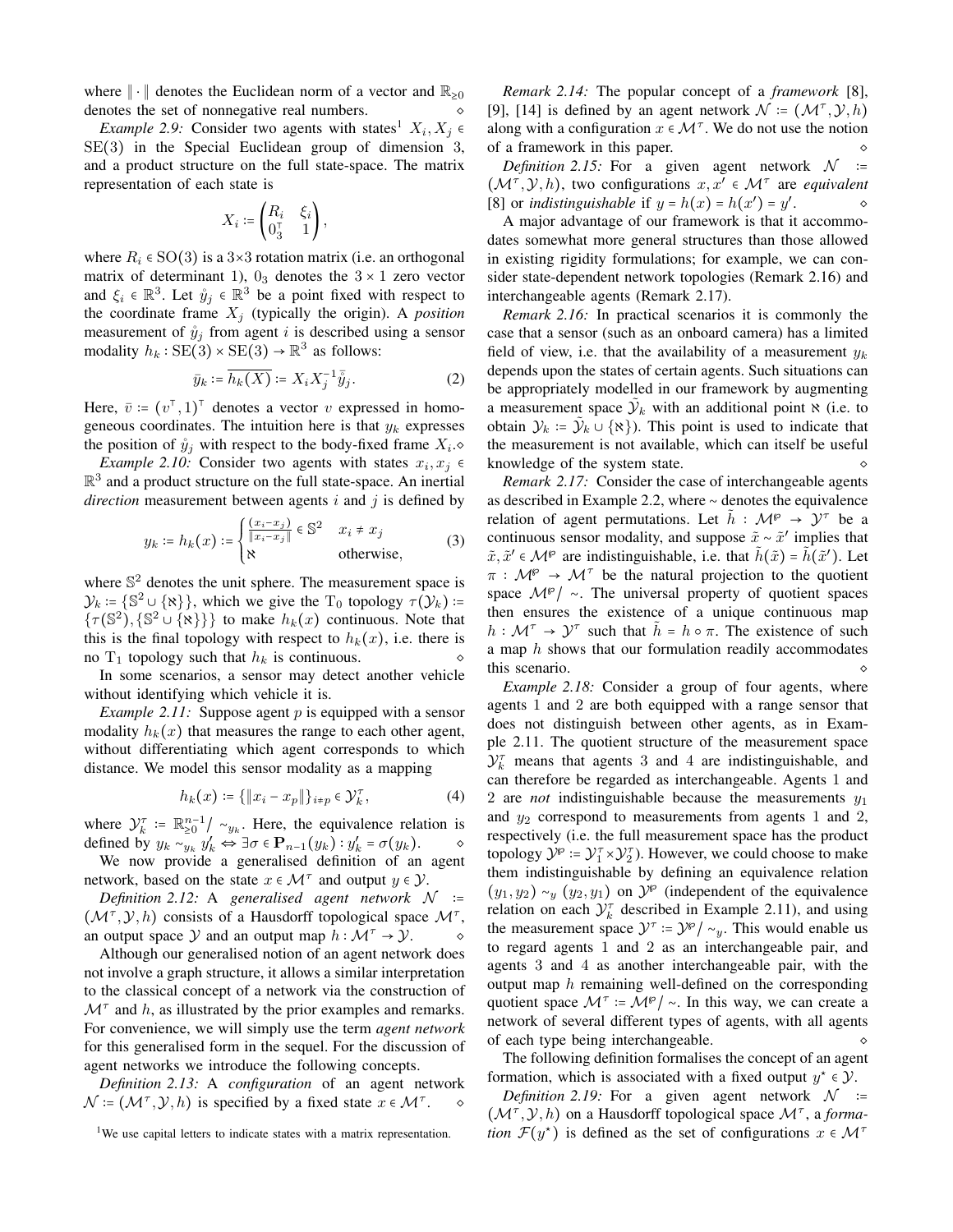where $\|\cdot\|$ denotes the Euclidean norm of a vector and $\mathbb{R}_{\geq 0}$ denotes the set of nonnegative real numbers. ⋄

*Example 2.9:* Consider two agents with states[1] $X_i, X_j \in \mathrm{SE}(3)$ in the Special Euclidean group of dimension 3, and a product structure on the full state-space. The matrix representation of each state is

$$X_i := \begin{pmatrix} R_i & \xi_i \\ 0_3^\top & 1 \end{pmatrix},$$

where $R_i \in \mathrm{SO}(3)$ is a 3×3 rotation matrix (i.e. an orthogonal matrix of determinant 1), $0_3$ denotes the $3 \times 1$ zero vector and $\xi_i \in \mathbb{R}^3$. Let $\mathring{y}_j \in \mathbb{R}^3$ be a point fixed with respect to the coordinate frame $X_j$ (typically the origin). A *position* measurement of $\mathring{y}_j$ from agent $i$ is described using a sensor modality $h_k : \mathrm{SE}(3) \times \mathrm{SE}(3) \to \mathbb{R}^3$ as follows:

$$\bar{y}_k := \overline{h_k(X)} := X_i X_j^{-1} \bar{\mathring{y}}_j. \tag{2}$$

Here, $\bar{v} := (v^\top, 1)^\top$ denotes a vector $v$ expressed in homogeneous coordinates. The intuition here is that $y_k$ expresses the position of $\mathring{y}_j$ with respect to the body-fixed frame $X_i$. ⋄

*Example 2.10:* Consider two agents with states $x_i, x_j \in \mathbb{R}^3$ and a product structure on the full state-space. An inertial *direction* measurement between agents $i$ and $j$ is defined by

$$y_k := h_k(x) := \begin{cases} \frac{(x_i - x_j)}{\|x_i - x_j\|} \in \mathbb{S}^2 & x_i \neq x_j \\ \aleph & \text{otherwise,} \end{cases} \tag{3}$$

where $\mathbb{S}^2$ denotes the unit sphere. The measurement space is $\mathcal{Y}_k := \{\mathbb{S}^2 \cup \{\aleph\}\}$, which we give the $\mathrm{T}_0$ topology $\tau(\mathcal{Y}_k) := \{\tau(\mathbb{S}^2), \{\mathbb{S}^2 \cup \{\aleph\}\}\}$ to make $h_k(x)$ continuous. Note that this is the final topology with respect to $h_k(x)$, i.e. there is no $\mathrm{T}_1$ topology such that $h_k$ is continuous. ⋄

In some scenarios, a sensor may detect another vehicle without identifying which vehicle it is.

*Example 2.11:* Suppose agent $p$ is equipped with a sensor modality $h_k(x)$ that measures the range to each other agent, without differentiating which agent corresponds to which distance. We model this sensor modality as a mapping

$$h_k(x) := \{\|x_i - x_p\|\}_{i \neq p} \in \mathcal{Y}_k^\tau, \tag{4}$$

where $\mathcal{Y}_k^\tau := \mathbb{R}_{\geq 0}^{n-1} / \sim_{y_k}$. Here, the equivalence relation is defined by $y_k \sim_{y_k} y_k' \Leftrightarrow \exists \sigma \in \mathbf{P}_{n-1}(y_k) : y_k' = \sigma(y_k)$. ⋄

We now provide a generalised definition of an agent network, based on the state $x \in \mathcal{M}^\tau$ and output $y \in \mathcal{Y}$.

*Definition 2.12:* A *generalised agent network* $\mathcal{N} := (\mathcal{M}^\tau, \mathcal{Y}, h)$ consists of a Hausdorff topological space $\mathcal{M}^\tau$, an output space $\mathcal{Y}$ and an output map $h : \mathcal{M}^\tau \to \mathcal{Y}$. ⋄

Although our generalised notion of an agent network does not involve a graph structure, it allows a similar interpretation to the classical concept of a network via the construction of $\mathcal{M}^\tau$ and $h$, as illustrated by the prior examples and remarks. For convenience, we will simply use the term *agent network* for this generalised form in the sequel. For the discussion of agent networks we introduce the following concepts.

*Definition 2.13:* A *configuration* of an agent network $\mathcal{N} := (\mathcal{M}^\tau, \mathcal{Y}, h)$ is specified by a fixed state $x \in \mathcal{M}^\tau$. ⋄

[1] We use capital letters to indicate states with a matrix representation.

*Remark 2.14:* The popular concept of a *framework* [8], [9], [14] is defined by an agent network $\mathcal{N} := (\mathcal{M}^\tau, \mathcal{Y}, h)$ along with a configuration $x \in \mathcal{M}^\tau$. We do not use the notion of a framework in this paper. ⋄

*Definition 2.15:* For a given agent network $\mathcal{N} := (\mathcal{M}^\tau, \mathcal{Y}, h)$, two configurations $x, x' \in \mathcal{M}^\tau$ are *equivalent* [8] or *indistinguishable* if $y = h(x) = h(x') = y'$. ⋄

A major advantage of our framework is that it accommodates somewhat more general structures than those allowed in existing rigidity formulations; for example, we can consider state-dependent network topologies (Remark 2.16) and interchangeable agents (Remark 2.17).

*Remark 2.16:* In practical scenarios it is commonly the case that a sensor (such as an onboard camera) has a limited field of view, i.e. that the availability of a measurement $y_k$ depends upon the states of certain agents. Such situations can be appropriately modelled in our framework by augmenting a measurement space $\tilde{\mathcal{Y}}_k$ with an additional point $\aleph$ (i.e. to obtain $\mathcal{Y}_k := \tilde{\mathcal{Y}}_k \cup \{\aleph\}$). This point is used to indicate that the measurement is not available, which can itself be useful knowledge of the system state. ⋄

*Remark 2.17:* Consider the case of interchangeable agents as described in Example 2.2, where $\sim$ denotes the equivalence relation of agent permutations. Let $\tilde{h} : \mathcal{M}^\wp \to \mathcal{Y}^\tau$ be a continuous sensor modality, and suppose $\tilde{x} \sim \tilde{x}'$ implies that $\tilde{x}, \tilde{x}' \in \mathcal{M}^\wp$ are indistinguishable, i.e. that $\tilde{h}(\tilde{x}) = \tilde{h}(\tilde{x}')$. Let $\pi : \mathcal{M}^\wp \to \mathcal{M}^\tau$ be the natural projection to the quotient space $\mathcal{M}^\wp / \sim$. The universal property of quotient spaces then ensures the existence of a unique continuous map $h : \mathcal{M}^\tau \to \mathcal{Y}^\tau$ such that $\tilde{h} = h \circ \pi$. The existence of such a map $h$ shows that our formulation readily accommodates this scenario. ⋄

*Example 2.18:* Consider a group of four agents, where agents 1 and 2 are both equipped with a range sensor that does not distinguish between other agents, as in Example 2.11. The quotient structure of the measurement space $\mathcal{Y}_k^\tau$ means that agents 3 and 4 are indistinguishable, and can therefore be regarded as interchangeable. Agents 1 and 2 are *not* indistinguishable because the measurements $y_1$ and $y_2$ correspond to measurements from agents 1 and 2, respectively (i.e. the full measurement space has the product topology $\mathcal{Y}^\wp := \mathcal{Y}_1^\tau \times \mathcal{Y}_2^\tau$). However, we could choose to make them indistinguishable by defining an equivalence relation $(y_1, y_2) \sim_y (y_2, y_1)$ on $\mathcal{Y}^\wp$ (independent of the equivalence relation on each $\mathcal{Y}_k^\tau$ described in Example 2.11), and using the measurement space $\mathcal{Y}^\tau := \mathcal{Y}^\wp / \sim_y$. This would enable us to regard agents 1 and 2 as an interchangeable pair, and agents 3 and 4 as another interchangeable pair, with the output map $h$ remaining well-defined on the corresponding quotient space $\mathcal{M}^\tau := \mathcal{M}^\wp / \sim$. In this way, we can create a network of several different types of agents, with all agents of each type being interchangeable. ⋄

The following definition formalises the concept of an agent formation, which is associated with a fixed output $y^\star \in \mathcal{Y}$.

*Definition 2.19:* For a given agent network $\mathcal{N} := (\mathcal{M}^\tau, \mathcal{Y}, h)$ on a Hausdorff topological space $\mathcal{M}^\tau$, a *formation* $\mathcal{F}(y^\star)$ is defined as the set of configurations $x \in \mathcal{M}^\tau$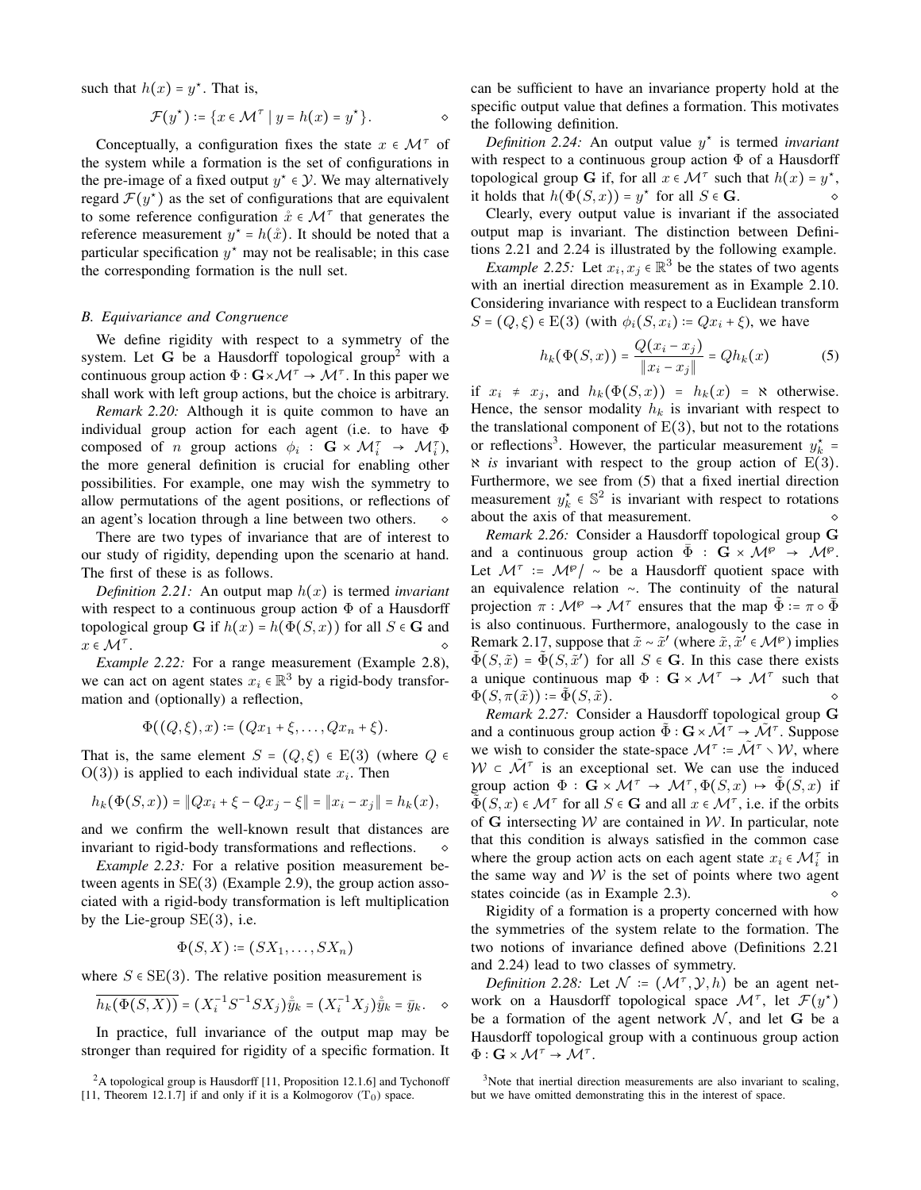such that $h(x) = y^\star$. That is,

$$\mathcal{F}(y^\star) := \{x \in \mathcal{M}^\tau \mid y = h(x) = y^\star\}. \qquad \diamond$$

Conceptually, a configuration fixes the state $x \in \mathcal{M}^\tau$ of the system while a formation is the set of configurations in the pre-image of a fixed output $y^\star \in \mathcal{Y}$. We may alternatively regard $\mathcal{F}(y^\star)$ as the set of configurations that are equivalent to some reference configuration $\mathring{x} \in \mathcal{M}^\tau$ that generates the reference measurement $y^\star = h(\mathring{x})$. It should be noted that a particular specification $y^\star$ may not be realisable; in this case the corresponding formation is the null set.

### B. Equivariance and Congruence

We define rigidity with respect to a symmetry of the system. Let $\mathbf{G}$ be a Hausdorff topological group[2] with a continuous group action $\Phi : \mathbf{G} \times \mathcal{M}^\tau \to \mathcal{M}^\tau$. In this paper we shall work with left group actions, but the choice is arbitrary.

*Remark 2.20:* Although it is quite common to have an individual group action for each agent (i.e. to have $\Phi$ composed of $n$ group actions $\phi_i : \mathbf{G} \times \mathcal{M}_i^\tau \to \mathcal{M}_i^\tau$), the more general definition is crucial for enabling other possibilities. For example, one may wish the symmetry to allow permutations of the agent positions, or reflections of an agent's location through a line between two others. $\diamond$

There are two types of invariance that are of interest to our study of rigidity, depending upon the scenario at hand. The first of these is as follows.

*Definition 2.21:* An output map $h(x)$ is termed *invariant* with respect to a continuous group action $\Phi$ of a Hausdorff topological group $\mathbf{G}$ if $h(x) = h(\Phi(S, x))$ for all $S \in \mathbf{G}$ and $x \in \mathcal{M}^\tau$. $\diamond$

*Example 2.22:* For a range measurement (Example 2.8), we can act on agent states $x_i \in \mathbb{R}^3$ by a rigid-body transformation and (optionally) a reflection,

$$\Phi((Q, \xi), x) := (Qx_1 + \xi, \ldots, Qx_n + \xi).$$

That is, the same element $S = (Q, \xi) \in \mathrm{E}(3)$ (where $Q \in \mathrm{O}(3)$) is applied to each individual state $x_i$. Then

$$h_k(\Phi(S, x)) = \|Qx_i + \xi - Qx_j - \xi\| = \|x_i - x_j\| = h_k(x),$$

and we confirm the well-known result that distances are invariant to rigid-body transformations and reflections. $\diamond$

*Example 2.23:* For a relative position measurement between agents in $\mathrm{SE}(3)$ (Example 2.9), the group action associated with a rigid-body transformation is left multiplication by the Lie-group $\mathrm{SE}(3)$, i.e.

$$\Phi(S, X) := (SX_1, \ldots, SX_n)$$

where $S \in \mathrm{SE}(3)$. The relative position measurement is

$$\overline{h_k(\Phi(S, X))} = (X_i^{-1} S^{-1} S X_j) \mathring{\bar{y}}_k = (X_i^{-1} X_j) \mathring{\bar{y}}_k = \bar{y}_k. \quad \diamond$$

In practice, full invariance of the output map may be stronger than required for rigidity of a specific formation. It can be sufficient to have an invariance property hold at the specific output value that defines a formation. This motivates the following definition.

*Definition 2.24:* An output value $y^\star$ is termed *invariant* with respect to a continuous group action $\Phi$ of a Hausdorff topological group $\mathbf{G}$ if, for all $x \in \mathcal{M}^\tau$ such that $h(x) = y^\star$, it holds that $h(\Phi(S, x)) = y^\star$ for all $S \in \mathbf{G}$. $\diamond$

Clearly, every output value is invariant if the associated output map is invariant. The distinction between Definitions 2.21 and 2.24 is illustrated by the following example.

*Example 2.25:* Let $x_i, x_j \in \mathbb{R}^3$ be the states of two agents with an inertial direction measurement as in Example 2.10. Considering invariance with respect to a Euclidean transform $S = (Q, \xi) \in \mathrm{E}(3)$ (with $\phi_i(S, x_i) := Qx_i + \xi$), we have

$$h_k(\Phi(S, x)) = \frac{Q(x_i - x_j)}{\|x_i - x_j\|} = Qh_k(x) \tag{5}$$

if $x_i \neq x_j$, and $h_k(\Phi(S, x)) = h_k(x) = \aleph$ otherwise. Hence, the sensor modality $h_k$ is invariant with respect to the translational component of $\mathrm{E}(3)$, but not to the rotations or reflections[3]. However, the particular measurement $y_k^\star = \aleph$ *is* invariant with respect to the group action of $\mathrm{E}(3)$. Furthermore, we see from (5) that a fixed inertial direction measurement $y_k^\star \in \mathbb{S}^2$ is invariant with respect to rotations about the axis of that measurement. $\diamond$

*Remark 2.26:* Consider a Hausdorff topological group $\mathbf{G}$ and a continuous group action $\tilde{\Phi} : \mathbf{G} \times \mathcal{M}^\wp \to \mathcal{M}^\wp$. Let $\mathcal{M}^\tau := \mathcal{M}^\wp / \sim$ be a Hausdorff quotient space with an equivalence relation $\sim$. The continuity of the natural projection $\pi : \mathcal{M}^\wp \to \mathcal{M}^\tau$ ensures that the map $\bar{\Phi} := \pi \circ \tilde{\Phi}$ is also continuous. Furthermore, analogously to the case in Remark 2.17, suppose that $\tilde{x} \sim \tilde{x}'$ (where $\tilde{x}, \tilde{x}' \in \mathcal{M}^\wp$) implies $\bar{\Phi}(S, \tilde{x}) = \bar{\Phi}(S, \tilde{x}')$ for all $S \in \mathbf{G}$. In this case there exists a unique continuous map $\Phi : \mathbf{G} \times \mathcal{M}^\tau \to \mathcal{M}^\tau$ such that $\Phi(S, \pi(\tilde{x})) := \bar{\Phi}(S, \tilde{x})$. $\diamond$

*Remark 2.27:* Consider a Hausdorff topological group $\mathbf{G}$ and a continuous group action $\tilde{\Phi} : \mathbf{G} \times \tilde{\mathcal{M}}^\tau \to \tilde{\mathcal{M}}^\tau$. Suppose we wish to consider the state-space $\mathcal{M}^\tau := \tilde{\mathcal{M}}^\tau \setminus \mathcal{W}$, where $\mathcal{W} \subset \tilde{\mathcal{M}}^\tau$ is an exceptional set. We can use the induced group action $\Phi : \mathbf{G} \times \mathcal{M}^\tau \to \mathcal{M}^\tau, \Phi(S, x) \mapsto \tilde{\Phi}(S, x)$ if $\tilde{\Phi}(S, x) \in \mathcal{M}^\tau$ for all $S \in \mathbf{G}$ and all $x \in \mathcal{M}^\tau$, i.e. if the orbits of $\mathbf{G}$ intersecting $\mathcal{W}$ are contained in $\mathcal{W}$. In particular, note that this condition is always satisfied in the common case where the group action acts on each agent state $x_i \in \mathcal{M}_i^\tau$ in the same way and $\mathcal{W}$ is the set of points where two agent states coincide (as in Example 2.3). $\diamond$

Rigidity of a formation is a property concerned with how the symmetries of the system relate to the formation. The two notions of invariance defined above (Definitions 2.21 and 2.24) lead to two classes of symmetry.

*Definition 2.28:* Let $\mathcal{N} := (\mathcal{M}^\tau, \mathcal{Y}, h)$ be an agent network on a Hausdorff topological space $\mathcal{M}^\tau$, let $\mathcal{F}(y^\star)$ be a formation of the agent network $\mathcal{N}$, and let $\mathbf{G}$ be a Hausdorff topological group with a continuous group action $\Phi : \mathbf{G} \times \mathcal{M}^\tau \to \mathcal{M}^\tau$.

[2]A topological group is Hausdorff [11, Proposition 12.1.6] and Tychonoff [11, Theorem 12.1.7] if and only if it is a Kolmogorov ($\mathrm{T}_0$) space.

[3]Note that inertial direction measurements are also invariant to scaling, but we have omitted demonstrating this in the interest of space.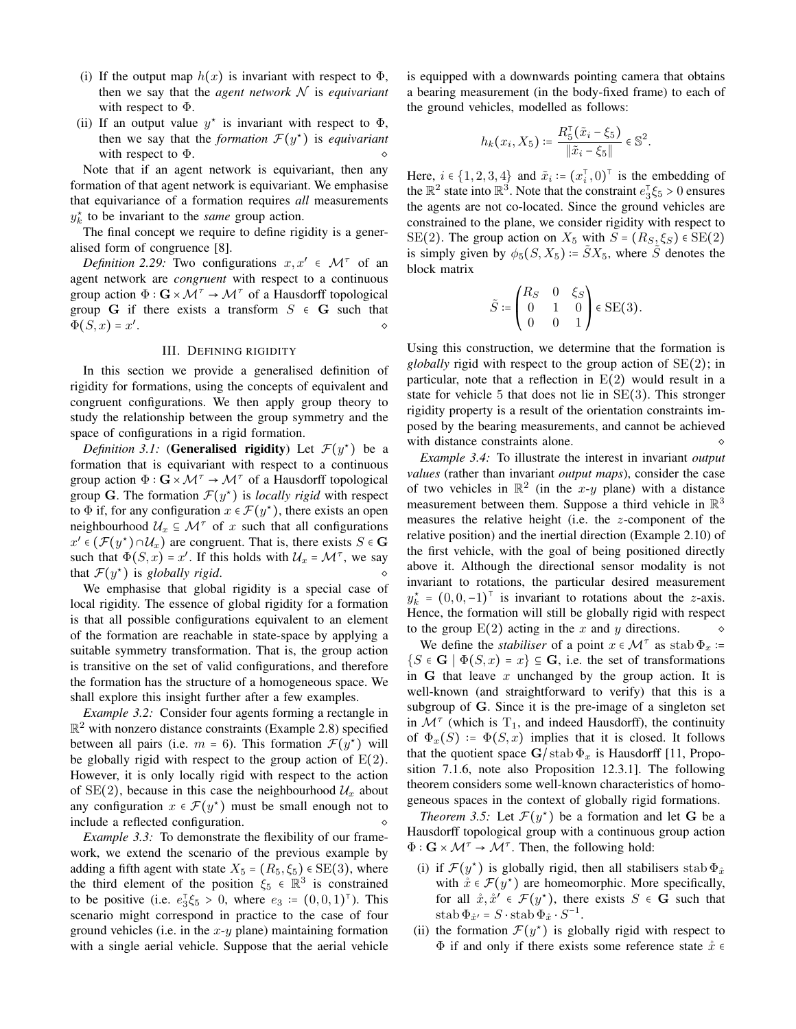(i) If the output map $h(x)$ is invariant with respect to $\Phi$, then we say that the *agent network* $\mathcal{N}$ is *equivariant* with respect to $\Phi$.

(ii) If an output value $y^\star$ is invariant with respect to $\Phi$, then we say that the *formation* $\mathcal{F}(y^\star)$ is *equivariant* with respect to $\Phi$. ⋄

Note that if an agent network is equivariant, then any formation of that agent network is equivariant. We emphasise that equivariance of a formation requires *all* measurements $y_k^\star$ to be invariant to the *same* group action.

The final concept we require to define rigidity is a generalised form of congruence [8].

*Definition 2.29:* Two configurations $x, x' \in \mathcal{M}^\tau$ of an agent network are *congruent* with respect to a continuous group action $\Phi : \mathbf{G} \times \mathcal{M}^\tau \to \mathcal{M}^\tau$ of a Hausdorff topological group $\mathbf{G}$ if there exists a transform $S \in \mathbf{G}$ such that $\Phi(S, x) = x'$. ⋄

## III. Defining rigidity

In this section we provide a generalised definition of rigidity for formations, using the concepts of equivalent and congruent configurations. We then apply group theory to study the relationship between the group symmetry and the space of configurations in a rigid formation.

*Definition 3.1:* (**Generalised rigidity**) Let $\mathcal{F}(y^\star)$ be a formation that is equivariant with respect to a continuous group action $\Phi : \mathbf{G} \times \mathcal{M}^\tau \to \mathcal{M}^\tau$ of a Hausdorff topological group $\mathbf{G}$. The formation $\mathcal{F}(y^\star)$ is *locally rigid* with respect to $\Phi$ if, for any configuration $x \in \mathcal{F}(y^\star)$, there exists an open neighbourhood $\mathcal{U}_x \subseteq \mathcal{M}^\tau$ of $x$ such that all configurations $x' \in (\mathcal{F}(y^\star) \cap \mathcal{U}_x)$ are congruent. That is, there exists $S \in \mathbf{G}$ such that $\Phi(S, x) = x'$. If this holds with $\mathcal{U}_x = \mathcal{M}^\tau$, we say that $\mathcal{F}(y^\star)$ is *globally rigid*. ⋄

We emphasise that global rigidity is a special case of local rigidity. The essence of global rigidity for a formation is that all possible configurations equivalent to an element of the formation are reachable in state-space by applying a suitable symmetry transformation. That is, the group action is transitive on the set of valid configurations, and therefore the formation has the structure of a homogeneous space. We shall explore this insight further after a few examples.

*Example 3.2:* Consider four agents forming a rectangle in $\mathbb{R}^2$ with nonzero distance constraints (Example 2.8) specified between all pairs (i.e. $m = 6$). This formation $\mathcal{F}(y^\star)$ will be globally rigid with respect to the group action of $\mathrm{E}(2)$. However, it is only locally rigid with respect to the action of $\mathrm{SE}(2)$, because in this case the neighbourhood $\mathcal{U}_x$ about any configuration $x \in \mathcal{F}(y^\star)$ must be small enough not to include a reflected configuration. ⋄

*Example 3.3:* To demonstrate the flexibility of our framework, we extend the scenario of the previous example by adding a fifth agent with state $X_5 = (R_5, \xi_5) \in \mathrm{SE}(3)$, where the third element of the position $\xi_5 \in \mathbb{R}^3$ is constrained to be positive (i.e. $e_3^\top \xi_5 > 0$, where $e_3 \coloneqq (0,0,1)^\top$). This scenario might correspond in practice to the case of four ground vehicles (i.e. in the $x$-$y$ plane) maintaining formation with a single aerial vehicle. Suppose that the aerial vehicle is equipped with a downwards pointing camera that obtains a bearing measurement (in the body-fixed frame) to each of the ground vehicles, modelled as follows:

$$h_k(x_i, X_5) \coloneqq \frac{R_5^\top(\tilde{x}_i - \xi_5)}{\|\tilde{x}_i - \xi_5\|} \in \mathbb{S}^2.$$

Here, $i \in \{1,2,3,4\}$ and $\tilde{x}_i \coloneqq (x_i^\top, 0)^\top$ is the embedding of the $\mathbb{R}^2$ state into $\mathbb{R}^3$. Note that the constraint $e_3^\top \xi_5 > 0$ ensures the agents are not co-located. Since the ground vehicles are constrained to the plane, we consider rigidity with respect to $\mathrm{SE}(2)$. The group action on $X_5$ with $S = (R_S, \xi_S) \in \mathrm{SE}(2)$ is simply given by $\phi_5(S, X_5) \coloneqq \tilde{S} X_5$, where $\tilde{S}$ denotes the block matrix

$$\tilde{S} \coloneqq \begin{pmatrix} R_S & 0 & \xi_S \\ 0 & 1 & 0 \\ 0 & 0 & 1 \end{pmatrix} \in \mathrm{SE}(3).$$

Using this construction, we determine that the formation is *globally* rigid with respect to the group action of $\mathrm{SE}(2)$; in particular, note that a reflection in $\mathrm{E}(2)$ would result in a state for vehicle 5 that does not lie in $\mathrm{SE}(3)$. This stronger rigidity property is a result of the orientation constraints imposed by the bearing measurements, and cannot be achieved with distance constraints alone. ⋄

*Example 3.4:* To illustrate the interest in invariant *output values* (rather than invariant *output maps*), consider the case of two vehicles in $\mathbb{R}^2$ (in the $x$-$y$ plane) with a distance measurement between them. Suppose a third vehicle in $\mathbb{R}^3$ measures the relative height (i.e. the $z$-component of the relative position) and the inertial direction (Example 2.10) of the first vehicle, with the goal of being positioned directly above it. Although the directional sensor modality is not invariant to rotations, the particular desired measurement $y_k^\star = (0,0,-1)^\top$ is invariant to rotations about the $z$-axis. Hence, the formation will still be globally rigid with respect to the group $\mathrm{E}(2)$ acting in the $x$ and $y$ directions. ⋄

We define the *stabiliser* of a point $x \in \mathcal{M}^\tau$ as $\operatorname{stab}\Phi_x \coloneqq \{S \in \mathbf{G} \mid \Phi(S, x) = x\} \subseteq \mathbf{G}$, i.e. the set of transformations in $\mathbf{G}$ that leave $x$ unchanged by the group action. It is well-known (and straightforward to verify) that this is a subgroup of $\mathbf{G}$. Since it is the pre-image of a singleton set in $\mathcal{M}^\tau$ (which is $\mathrm{T}_1$, and indeed Hausdorff), the continuity of $\Phi_x(S) \coloneqq \Phi(S, x)$ implies that it is closed. It follows that the quotient space $\mathbf{G}/\operatorname{stab}\Phi_x$ is Hausdorff [11, Proposition 7.1.6, note also Proposition 12.3.1]. The following theorem considers some well-known characteristics of homogeneous spaces in the context of globally rigid formations.

*Theorem 3.5:* Let $\mathcal{F}(y^\star)$ be a formation and let $\mathbf{G}$ be a Hausdorff topological group with a continuous group action $\Phi : \mathbf{G} \times \mathcal{M}^\tau \to \mathcal{M}^\tau$. Then, the following hold:

(i) if $\mathcal{F}(y^\star)$ is globally rigid, then all stabilisers $\operatorname{stab}\Phi_{\mathring{x}}$ with $\mathring{x} \in \mathcal{F}(y^\star)$ are homeomorphic. More specifically, for all $\mathring{x}, \mathring{x}' \in \mathcal{F}(y^\star)$, there exists $S \in \mathbf{G}$ such that $\operatorname{stab}\Phi_{\mathring{x}'} = S \cdot \operatorname{stab}\Phi_{\mathring{x}} \cdot S^{-1}$.

(ii) the formation $\mathcal{F}(y^\star)$ is globally rigid with respect to $\Phi$ if and only if there exists some reference state $\mathring{x} \in$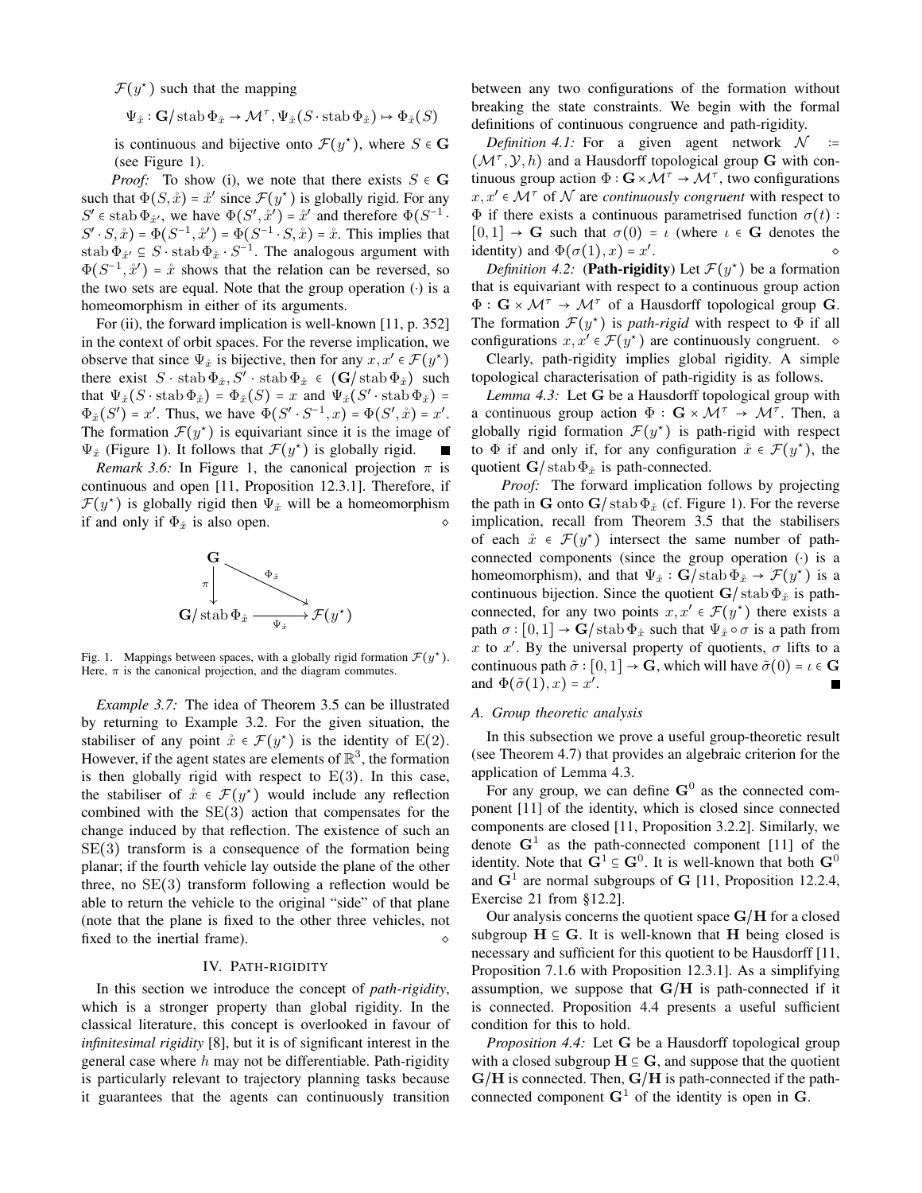$\mathcal{F}(y^\star)$ such that the mapping

$$\Psi_{\mathring{x}} : \mathbf{G}/\operatorname{stab}\Phi_{\mathring{x}} \to \mathcal{M}^\tau, \Psi_{\mathring{x}}(S\cdot\operatorname{stab}\Phi_{\mathring{x}}) \mapsto \Phi_{\mathring{x}}(S)$$

is continuous and bijective onto $\mathcal{F}(y^\star)$, where $S \in \mathbf{G}$ (see Figure 1).

*Proof:* To show (i), we note that there exists $S \in \mathbf{G}$ such that $\Phi(S,\mathring{x}) = \mathring{x}'$ since $\mathcal{F}(y^\star)$ is globally rigid. For any $S' \in \operatorname{stab}\Phi_{\mathring{x}'}$, we have $\Phi(S',\mathring{x}') = \mathring{x}'$ and therefore $\Phi(S^{-1}\cdot S'\cdot S,\mathring{x}) = \Phi(S^{-1},\mathring{x}') = \Phi(S^{-1}\cdot S,\mathring{x}) = \mathring{x}$. This implies that $\operatorname{stab}\Phi_{\mathring{x}'} \subseteq S\cdot\operatorname{stab}\Phi_{\mathring{x}}\cdot S^{-1}$. The analogous argument with $\Phi(S^{-1},\mathring{x}') = \mathring{x}$ shows that the relation can be reversed, so the two sets are equal. Note that the group operation $(\cdot)$ is a homeomorphism in either of its arguments.

For (ii), the forward implication is well-known [11, p. 352] in the context of orbit spaces. For the reverse implication, we observe that since $\Psi_{\mathring{x}}$ is bijective, then for any $x, x' \in \mathcal{F}(y^\star)$ there exist $S\cdot\operatorname{stab}\Phi_{\mathring{x}}, S'\cdot\operatorname{stab}\Phi_{\mathring{x}} \in (\mathbf{G}/\operatorname{stab}\Phi_{\mathring{x}})$ such that $\Psi_{\mathring{x}}(S\cdot\operatorname{stab}\Phi_{\mathring{x}}) = \Phi_{\mathring{x}}(S) = x$ and $\Psi_{\mathring{x}}(S'\cdot\operatorname{stab}\Phi_{\mathring{x}}) = \Phi_{\mathring{x}}(S') = x'$. Thus, we have $\Phi(S'\cdot S^{-1}, x) = \Phi(S',\mathring{x}) = x'$. The formation $\mathcal{F}(y^\star)$ is equivariant since it is the image of $\Psi_{\mathring{x}}$ (Figure 1). It follows that $\mathcal{F}(y^\star)$ is globally rigid. ∎

*Remark 3.6:* In Figure 1, the canonical projection $\pi$ is continuous and open [11, Proposition 12.3.1]. Therefore, if $\mathcal{F}(y^\star)$ is globally rigid then $\Psi_{\mathring{x}}$ will be a homeomorphism if and only if $\Phi_{\mathring{x}}$ is also open. ⋄

$$\begin{array}{ccc} \mathbf{G} & \xrightarrow{\Phi_{\mathring{x}}} & \\ \downarrow \pi & & \searrow \\ \mathbf{G}/\operatorname{stab}\Phi_{\mathring{x}} & \xrightarrow{\Psi_{\mathring{x}}} & \mathcal{F}(y^\star) \end{array}$$

Fig. 1. Mappings between spaces, with a globally rigid formation $\mathcal{F}(y^\star)$. Here, $\pi$ is the canonical projection, and the diagram commutes.

*Example 3.7:* The idea of Theorem 3.5 can be illustrated by returning to Example 3.2. For the given situation, the stabiliser of any point $\mathring{x} \in \mathcal{F}(y^\star)$ is the identity of $\mathrm{E}(2)$. However, if the agent states are elements of $\mathbb{R}^3$, the formation is then globally rigid with respect to $\mathrm{E}(3)$. In this case, the stabiliser of $\mathring{x} \in \mathcal{F}(y^\star)$ would include any reflection combined with the $\mathrm{SE}(3)$ action that compensates for the change induced by that reflection. The existence of such an $\mathrm{SE}(3)$ transform is a consequence of the formation being planar; if the fourth vehicle lay outside the plane of the other three, no $\mathrm{SE}(3)$ transform following a reflection would be able to return the vehicle to the original "side" of that plane (note that the plane is fixed to the other three vehicles, not fixed to the inertial frame). ⋄

## IV. Path-rigidity

In this section we introduce the concept of *path-rigidity*, which is a stronger property than global rigidity. In the classical literature, this concept is overlooked in favour of *infinitesimal rigidity* [8], but it is of significant interest in the general case where $h$ may not be differentiable. Path-rigidity is particularly relevant to trajectory planning tasks because it guarantees that the agents can continuously transition between any two configurations of the formation without breaking the state constraints. We begin with the formal definitions of continuous congruence and path-rigidity.

*Definition 4.1:* For a given agent network $\mathcal{N} := (\mathcal{M}^\tau, \mathcal{Y}, h)$ and a Hausdorff topological group $\mathbf{G}$ with continuous group action $\Phi : \mathbf{G}\times\mathcal{M}^\tau \to \mathcal{M}^\tau$, two configurations $x, x' \in \mathcal{M}^\tau$ of $\mathcal{N}$ are *continuously congruent* with respect to $\Phi$ if there exists a continuous parametrised function $\sigma(t) : [0,1] \to \mathbf{G}$ such that $\sigma(0) = \iota$ (where $\iota \in \mathbf{G}$ denotes the identity) and $\Phi(\sigma(1), x) = x'$. ⋄

*Definition 4.2:* (**Path-rigidity**) Let $\mathcal{F}(y^\star)$ be a formation that is equivariant with respect to a continuous group action $\Phi : \mathbf{G}\times\mathcal{M}^\tau \to \mathcal{M}^\tau$ of a Hausdorff topological group $\mathbf{G}$. The formation $\mathcal{F}(y^\star)$ is *path-rigid* with respect to $\Phi$ if all configurations $x, x' \in \mathcal{F}(y^\star)$ are continuously congruent. ⋄

Clearly, path-rigidity implies global rigidity. A simple topological characterisation of path-rigidity is as follows.

*Lemma 4.3:* Let $\mathbf{G}$ be a Hausdorff topological group with a continuous group action $\Phi : \mathbf{G}\times\mathcal{M}^\tau \to \mathcal{M}^\tau$. Then, a globally rigid formation $\mathcal{F}(y^\star)$ is path-rigid with respect to $\Phi$ if and only if, for any configuration $\mathring{x} \in \mathcal{F}(y^\star)$, the quotient $\mathbf{G}/\operatorname{stab}\Phi_{\mathring{x}}$ is path-connected.

*Proof:* The forward implication follows by projecting the path in $\mathbf{G}$ onto $\mathbf{G}/\operatorname{stab}\Phi_{\mathring{x}}$ (cf. Figure 1). For the reverse implication, recall from Theorem 3.5 that the stabilisers of each $\mathring{x} \in \mathcal{F}(y^\star)$ intersect the same number of path-connected components (since the group operation $(\cdot)$ is a homeomorphism), and that $\Psi_{\mathring{x}} : \mathbf{G}/\operatorname{stab}\Phi_{\mathring{x}} \to \mathcal{F}(y^\star)$ is a continuous bijection. Since the quotient $\mathbf{G}/\operatorname{stab}\Phi_{\mathring{x}}$ is path-connected, for any two points $x, x' \in \mathcal{F}(y^\star)$ there exists a path $\sigma : [0,1] \to \mathbf{G}/\operatorname{stab}\Phi_{\mathring{x}}$ such that $\Psi_{\mathring{x}}\circ\sigma$ is a path from $x$ to $x'$. By the universal property of quotients, $\sigma$ lifts to a continuous path $\tilde{\sigma} : [0,1] \to \mathbf{G}$, which will have $\tilde{\sigma}(0) = \iota \in \mathbf{G}$ and $\Phi(\tilde{\sigma}(1), x) = x'$. ∎

### A. Group theoretic analysis

In this subsection we prove a useful group-theoretic result (see Theorem 4.7) that provides an algebraic criterion for the application of Lemma 4.3.

For any group, we can define $\mathbf{G}^0$ as the connected component [11] of the identity, which is closed since connected components are closed [11, Proposition 3.2.2]. Similarly, we denote $\mathbf{G}^1$ as the path-connected component [11] of the identity. Note that $\mathbf{G}^1 \subseteq \mathbf{G}^0$. It is well-known that both $\mathbf{G}^0$ and $\mathbf{G}^1$ are normal subgroups of $\mathbf{G}$ [11, Proposition 12.2.4, Exercise 21 from §12.2].

Our analysis concerns the quotient space $\mathbf{G}/\mathbf{H}$ for a closed subgroup $\mathbf{H} \subseteq \mathbf{G}$. It is well-known that $\mathbf{H}$ being closed is necessary and sufficient for this quotient to be Hausdorff [11, Proposition 7.1.6 with Proposition 12.3.1]. As a simplifying assumption, we suppose that $\mathbf{G}/\mathbf{H}$ is path-connected if it is connected. Proposition 4.4 presents a useful sufficient condition for this to hold.

*Proposition 4.4:* Let $\mathbf{G}$ be a Hausdorff topological group with a closed subgroup $\mathbf{H} \subseteq \mathbf{G}$, and suppose that the quotient $\mathbf{G}/\mathbf{H}$ is connected. Then, $\mathbf{G}/\mathbf{H}$ is path-connected if the path-connected component $\mathbf{G}^1$ of the identity is open in $\mathbf{G}$.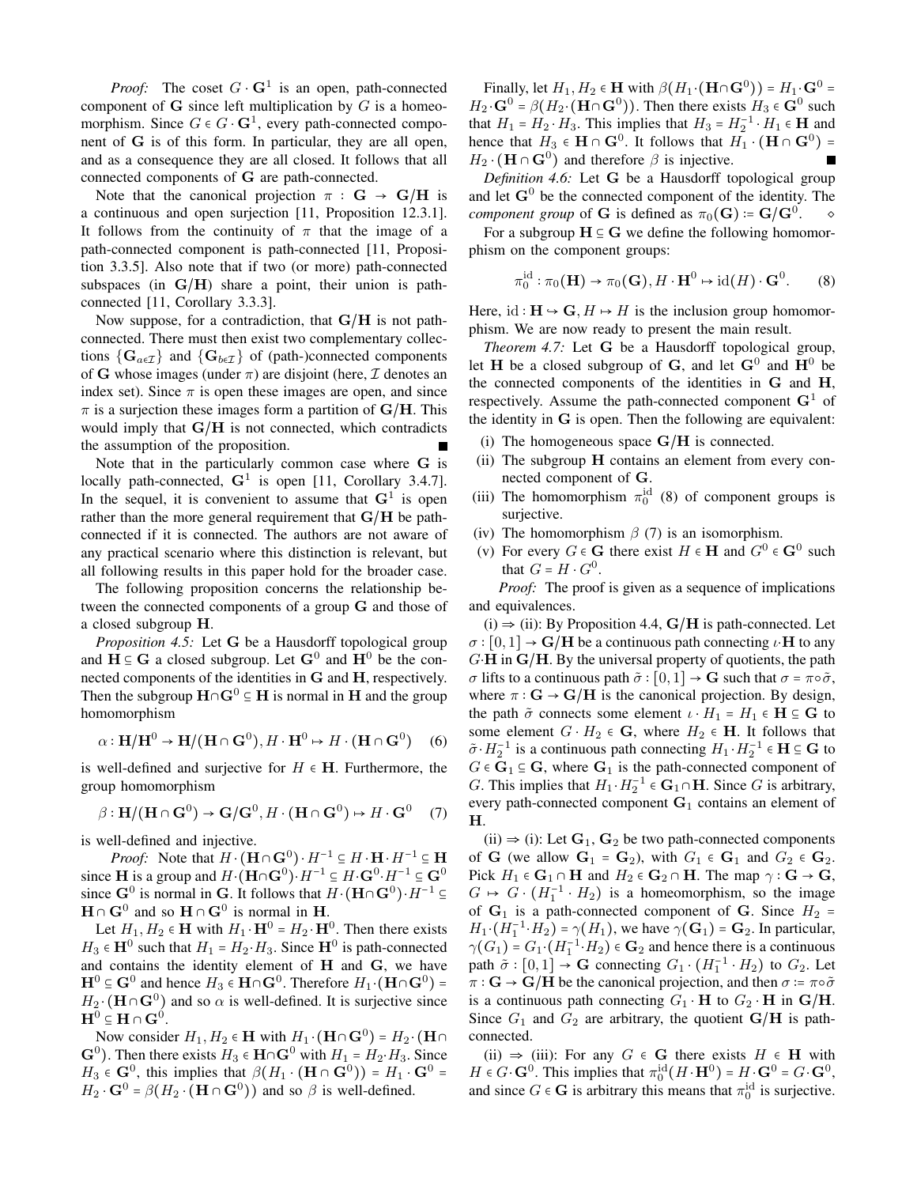*Proof:* The coset $G \cdot \mathbf{G}^1$ is an open, path-connected component of $\mathbf{G}$ since left multiplication by $G$ is a homeomorphism. Since $G \in G \cdot \mathbf{G}^1$, every path-connected component of $\mathbf{G}$ is of this form. In particular, they are all open, and as a consequence they are all closed. It follows that all connected components of $\mathbf{G}$ are path-connected.

Note that the canonical projection $\pi : \mathbf{G} \to \mathbf{G}/\mathbf{H}$ is a continuous and open surjection [11, Proposition 12.3.1]. It follows from the continuity of $\pi$ that the image of a path-connected component is path-connected [11, Proposition 3.3.5]. Also note that if two (or more) path-connected subspaces (in $\mathbf{G}/\mathbf{H}$) share a point, their union is path-connected [11, Corollary 3.3.3].

Now suppose, for a contradiction, that $\mathbf{G}/\mathbf{H}$ is not path-connected. There must then exist two complementary collections $\{\mathbf{G}_{a \in \mathcal{I}}\}$ and $\{\mathbf{G}_{b \in \mathcal{I}}\}$ of (path-)connected components of $\mathbf{G}$ whose images (under $\pi$) are disjoint (here, $\mathcal{I}$ denotes an index set). Since $\pi$ is open these images are open, and since $\pi$ is a surjection these images form a partition of $\mathbf{G}/\mathbf{H}$. This would imply that $\mathbf{G}/\mathbf{H}$ is not connected, which contradicts the assumption of the proposition. ∎

Note that in the particularly common case where $\mathbf{G}$ is locally path-connected, $\mathbf{G}^1$ is open [11, Corollary 3.4.7]. In the sequel, it is convenient to assume that $\mathbf{G}^1$ is open rather than the more general requirement that $\mathbf{G}/\mathbf{H}$ be path-connected if it is connected. The authors are not aware of any practical scenario where this distinction is relevant, but all following results in this paper hold for the broader case.

The following proposition concerns the relationship between the connected components of a group $\mathbf{G}$ and those of a closed subgroup $\mathbf{H}$.

*Proposition 4.5:* Let $\mathbf{G}$ be a Hausdorff topological group and $\mathbf{H} \subseteq \mathbf{G}$ a closed subgroup. Let $\mathbf{G}^0$ and $\mathbf{H}^0$ be the connected components of the identities in $\mathbf{G}$ and $\mathbf{H}$, respectively. Then the subgroup $\mathbf{H} \cap \mathbf{G}^0 \subseteq \mathbf{H}$ is normal in $\mathbf{H}$ and the group homomorphism

$$\alpha : \mathbf{H}/\mathbf{H}^0 \to \mathbf{H}/(\mathbf{H} \cap \mathbf{G}^0), H \cdot \mathbf{H}^0 \mapsto H \cdot (\mathbf{H} \cap \mathbf{G}^0) \quad (6)$$

is well-defined and surjective for $H \in \mathbf{H}$. Furthermore, the group homomorphism

$$\beta : \mathbf{H}/(\mathbf{H} \cap \mathbf{G}^0) \to \mathbf{G}/\mathbf{G}^0, H \cdot (\mathbf{H} \cap \mathbf{G}^0) \mapsto H \cdot \mathbf{G}^0 \quad (7)$$

is well-defined and injective.

*Proof:* Note that $H \cdot (\mathbf{H} \cap \mathbf{G}^0) \cdot H^{-1} \subseteq H \cdot \mathbf{H} \cdot H^{-1} \subseteq \mathbf{H}$ since $\mathbf{H}$ is a group and $H \cdot (\mathbf{H} \cap \mathbf{G}^0) \cdot H^{-1} \subseteq H \cdot \mathbf{G}^0 \cdot H^{-1} \subseteq \mathbf{G}^0$ since $\mathbf{G}^0$ is normal in $\mathbf{G}$. It follows that $H \cdot (\mathbf{H} \cap \mathbf{G}^0) \cdot H^{-1} \subseteq \mathbf{H} \cap \mathbf{G}^0$ and so $\mathbf{H} \cap \mathbf{G}^0$ is normal in $\mathbf{H}$.

Let $H_1, H_2 \in \mathbf{H}$ with $H_1 \cdot \mathbf{H}^0 = H_2 \cdot \mathbf{H}^0$. Then there exists $H_3 \in \mathbf{H}^0$ such that $H_1 = H_2 \cdot H_3$. Since $\mathbf{H}^0$ is path-connected and contains the identity element of $\mathbf{H}$ and $\mathbf{G}$, we have $\mathbf{H}^0 \subseteq \mathbf{G}^0$ and hence $H_3 \in \mathbf{H} \cap \mathbf{G}^0$. Therefore $H_1 \cdot (\mathbf{H} \cap \mathbf{G}^0) = H_2 \cdot (\mathbf{H} \cap \mathbf{G}^0)$ and so $\alpha$ is well-defined. It is surjective since $\mathbf{H}^0 \subseteq \mathbf{H} \cap \mathbf{G}^0$.

Now consider $H_1, H_2 \in \mathbf{H}$ with $H_1 \cdot (\mathbf{H} \cap \mathbf{G}^0) = H_2 \cdot (\mathbf{H} \cap \mathbf{G}^0)$. Then there exists $H_3 \in \mathbf{H} \cap \mathbf{G}^0$ with $H_1 = H_2 \cdot H_3$. Since $H_3 \in \mathbf{G}^0$, this implies that $\beta(H_1 \cdot (\mathbf{H} \cap \mathbf{G}^0)) = H_1 \cdot \mathbf{G}^0 = H_2 \cdot \mathbf{G}^0 = \beta(H_2 \cdot (\mathbf{H} \cap \mathbf{G}^0))$ and so $\beta$ is well-defined.

Finally, let $H_1, H_2 \in \mathbf{H}$ with $\beta(H_1 \cdot (\mathbf{H} \cap \mathbf{G}^0)) = H_1 \cdot \mathbf{G}^0 = H_2 \cdot \mathbf{G}^0 = \beta(H_2 \cdot (\mathbf{H} \cap \mathbf{G}^0))$. Then there exists $H_3 \in \mathbf{G}^0$ such that $H_1 = H_2 \cdot H_3$. This implies that $H_3 = H_2^{-1} \cdot H_1 \in \mathbf{H}$ and hence that $H_3 \in \mathbf{H} \cap \mathbf{G}^0$. It follows that $H_1 \cdot (\mathbf{H} \cap \mathbf{G}^0) = H_2 \cdot (\mathbf{H} \cap \mathbf{G}^0)$ and therefore $\beta$ is injective. ∎

*Definition 4.6:* Let $\mathbf{G}$ be a Hausdorff topological group and let $\mathbf{G}^0$ be the connected component of the identity. The *component group* of $\mathbf{G}$ is defined as $\pi_0(\mathbf{G}) \coloneqq \mathbf{G}/\mathbf{G}^0$. ⋄

For a subgroup $\mathbf{H} \subseteq \mathbf{G}$ we define the following homomorphism on the component groups:

$$\pi_0^{\mathrm{id}} : \pi_0(\mathbf{H}) \to \pi_0(\mathbf{G}), H \cdot \mathbf{H}^0 \mapsto \mathrm{id}(H) \cdot \mathbf{G}^0. \quad (8)$$

Here, $\mathrm{id} : \mathbf{H} \hookrightarrow \mathbf{G}, H \mapsto H$ is the inclusion group homomorphism. We are now ready to present the main result.

*Theorem 4.7:* Let $\mathbf{G}$ be a Hausdorff topological group, let $\mathbf{H}$ be a closed subgroup of $\mathbf{G}$, and let $\mathbf{G}^0$ and $\mathbf{H}^0$ be the connected components of the identities in $\mathbf{G}$ and $\mathbf{H}$, respectively. Assume the path-connected component $\mathbf{G}^1$ of the identity in $\mathbf{G}$ is open. Then the following are equivalent:

- (i) The homogeneous space $\mathbf{G}/\mathbf{H}$ is connected.
- (ii) The subgroup $\mathbf{H}$ contains an element from every connected component of $\mathbf{G}$.
- (iii) The homomorphism $\pi_0^{\mathrm{id}}$ (8) of component groups is surjective.
- (iv) The homomorphism $\beta$ (7) is an isomorphism.
- (v) For every $G \in \mathbf{G}$ there exist $H \in \mathbf{H}$ and $G^0 \in \mathbf{G}^0$ such that $G = H \cdot G^0$.

*Proof:* The proof is given as a sequence of implications and equivalences.

(i) ⇒ (ii): By Proposition 4.4, $\mathbf{G}/\mathbf{H}$ is path-connected. Let $\sigma : [0,1] \to \mathbf{G}/\mathbf{H}$ be a continuous path connecting $\iota \cdot \mathbf{H}$ to any $G \cdot \mathbf{H}$ in $\mathbf{G}/\mathbf{H}$. By the universal property of quotients, the path $\sigma$ lifts to a continuous path $\tilde{\sigma} : [0,1] \to \mathbf{G}$ such that $\sigma = \pi \circ \tilde{\sigma}$, where $\pi : \mathbf{G} \to \mathbf{G}/\mathbf{H}$ is the canonical projection. By design, the path $\tilde{\sigma}$ connects some element $\iota \cdot H_1 = H_1 \in \mathbf{H} \subseteq \mathbf{G}$ to some element $G \cdot H_2 \in \mathbf{G}$, where $H_2 \in \mathbf{H}$. It follows that $\tilde{\sigma} \cdot H_2^{-1}$ is a continuous path connecting $H_1 \cdot H_2^{-1} \in \mathbf{H} \subseteq \mathbf{G}$ to $G \in \mathbf{G}_1 \subseteq \mathbf{G}$, where $\mathbf{G}_1$ is the path-connected component of $G$. This implies that $H_1 \cdot H_2^{-1} \in \mathbf{G}_1 \cap \mathbf{H}$. Since $G$ is arbitrary, every path-connected component $\mathbf{G}_1$ contains an element of $\mathbf{H}$.

(ii) ⇒ (i): Let $\mathbf{G}_1$, $\mathbf{G}_2$ be two path-connected components of $\mathbf{G}$ (we allow $\mathbf{G}_1 = \mathbf{G}_2$), with $G_1 \in \mathbf{G}_1$ and $G_2 \in \mathbf{G}_2$. Pick $H_1 \in \mathbf{G}_1 \cap \mathbf{H}$ and $H_2 \in \mathbf{G}_2 \cap \mathbf{H}$. The map $\gamma : \mathbf{G} \to \mathbf{G}$, $G \mapsto G \cdot (H_1^{-1} \cdot H_2)$ is a homeomorphism, so the image of $\mathbf{G}_1$ is a path-connected component of $\mathbf{G}$. Since $H_2 = H_1 \cdot (H_1^{-1} \cdot H_2) = \gamma(H_1)$, we have $\gamma(\mathbf{G}_1) = \mathbf{G}_2$. In particular, $\gamma(G_1) = G_1 \cdot (H_1^{-1} \cdot H_2) \in \mathbf{G}_2$ and hence there is a continuous path $\tilde{\sigma} : [0,1] \to \mathbf{G}$ connecting $G_1 \cdot (H_1^{-1} \cdot H_2)$ to $G_2$. Let $\pi : \mathbf{G} \to \mathbf{G}/\mathbf{H}$ be the canonical projection, and then $\sigma \coloneqq \pi \circ \tilde{\sigma}$ is a continuous path connecting $G_1 \cdot \mathbf{H}$ to $G_2 \cdot \mathbf{H}$ in $\mathbf{G}/\mathbf{H}$. Since $G_1$ and $G_2$ are arbitrary, the quotient $\mathbf{G}/\mathbf{H}$ is path-connected.

(ii) ⇒ (iii): For any $G \in \mathbf{G}$ there exists $H \in \mathbf{H}$ with $H \in G \cdot \mathbf{G}^0$. This implies that $\pi_0^{\mathrm{id}}(H \cdot \mathbf{H}^0) = H \cdot \mathbf{G}^0 = G \cdot \mathbf{G}^0$, and since $G \in \mathbf{G}$ is arbitrary this means that $\pi_0^{\mathrm{id}}$ is surjective.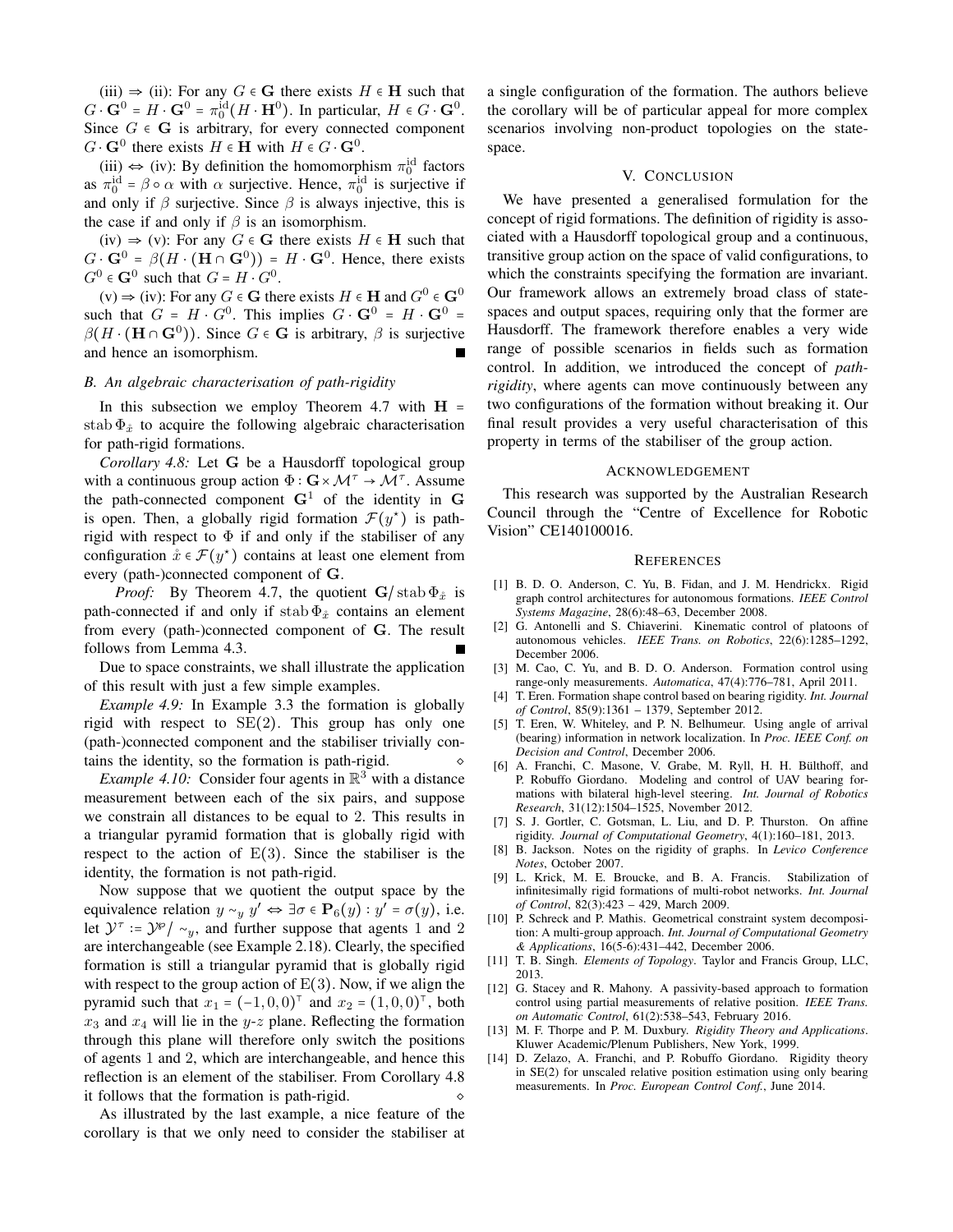(iii) ⇒ (ii): For any $G \in \mathbf{G}$ there exists $H \in \mathbf{H}$ such that $G \cdot \mathbf{G}^0 = H \cdot \mathbf{G}^0 = \pi_0^{\text{id}}(H \cdot \mathbf{H}^0)$. In particular, $H \in G \cdot \mathbf{G}^0$. Since $G \in \mathbf{G}$ is arbitrary, for every connected component $G \cdot \mathbf{G}^0$ there exists $H \in \mathbf{H}$ with $H \in G \cdot \mathbf{G}^0$.

(iii) ⇔ (iv): By definition the homomorphism $\pi_0^{\text{id}}$ factors as $\pi_0^{\text{id}} = \beta \circ \alpha$ with $\alpha$ surjective. Hence, $\pi_0^{\text{id}}$ is surjective if and only if $\beta$ surjective. Since $\beta$ is always injective, this is the case if and only if $\beta$ is an isomorphism.

(iv) ⇒ (v): For any $G \in \mathbf{G}$ there exists $H \in \mathbf{H}$ such that $G \cdot \mathbf{G}^0 = \beta(H \cdot (\mathbf{H} \cap \mathbf{G}^0)) = H \cdot \mathbf{G}^0$. Hence, there exists $G^0 \in \mathbf{G}^0$ such that $G = H \cdot G^0$.

(v) ⇒ (iv): For any $G \in \mathbf{G}$ there exists $H \in \mathbf{H}$ and $G^0 \in \mathbf{G}^0$ such that $G = H \cdot G^0$. This implies $G \cdot \mathbf{G}^0 = H \cdot \mathbf{G}^0 = \beta(H \cdot (\mathbf{H} \cap \mathbf{G}^0))$. Since $G \in \mathbf{G}$ is arbitrary, $\beta$ is surjective and hence an isomorphism. ∎

### B. An algebraic characterisation of path-rigidity

In this subsection we employ Theorem 4.7 with $\mathbf{H} = \operatorname{stab} \Phi_{\mathring{x}}$ to acquire the following algebraic characterisation for path-rigid formations.

*Corollary 4.8:* Let $\mathbf{G}$ be a Hausdorff topological group with a continuous group action $\Phi : \mathbf{G} \times \mathcal{M}^\tau \to \mathcal{M}^\tau$. Assume the path-connected component $\mathbf{G}^1$ of the identity in $\mathbf{G}$ is open. Then, a globally rigid formation $\mathcal{F}(y^\star)$ is path-rigid with respect to $\Phi$ if and only if the stabiliser of any configuration $\mathring{x} \in \mathcal{F}(y^\star)$ contains at least one element from every (path-)connected component of $\mathbf{G}$.

*Proof:* By Theorem 4.7, the quotient $\mathbf{G}/\operatorname{stab} \Phi_{\mathring{x}}$ is path-connected if and only if $\operatorname{stab} \Phi_{\mathring{x}}$ contains an element from every (path-)connected component of $\mathbf{G}$. The result follows from Lemma 4.3. ∎

Due to space constraints, we shall illustrate the application of this result with just a few simple examples.

*Example 4.9:* In Example 3.3 the formation is globally rigid with respect to $\mathrm{SE}(2)$. This group has only one (path-)connected component and the stabiliser trivially contains the identity, so the formation is path-rigid. ⋄

*Example 4.10:* Consider four agents in $\mathbb{R}^3$ with a distance measurement between each of the six pairs, and suppose we constrain all distances to be equal to 2. This results in a triangular pyramid formation that is globally rigid with respect to the action of $\mathrm{E}(3)$. Since the stabiliser is the identity, the formation is not path-rigid.

Now suppose that we quotient the output space by the equivalence relation $y \sim_y y' \Leftrightarrow \exists \sigma \in \mathbf{P}_6(y) : y' = \sigma(y)$, i.e. let $\mathcal{Y}^\tau := \mathcal{Y}^\wp / \sim_y$, and further suppose that agents 1 and 2 are interchangeable (see Example 2.18). Clearly, the specified formation is still a triangular pyramid that is globally rigid with respect to the group action of $\mathrm{E}(3)$. Now, if we align the pyramid such that $x_1 = (-1, 0, 0)^\top$ and $x_2 = (1, 0, 0)^\top$, both $x_3$ and $x_4$ will lie in the $y$-$z$ plane. Reflecting the formation through this plane will therefore only switch the positions of agents 1 and 2, which are interchangeable, and hence this reflection is an element of the stabiliser. From Corollary 4.8 it follows that the formation is path-rigid. ⋄

As illustrated by the last example, a nice feature of the corollary is that we only need to consider the stabiliser at a single configuration of the formation. The authors believe the corollary will be of particular appeal for more complex scenarios involving non-product topologies on the state-space.

## V. Conclusion

We have presented a generalised formulation for the concept of rigid formations. The definition of rigidity is associated with a Hausdorff topological group and a continuous, transitive group action on the space of valid configurations, to which the constraints specifying the formation are invariant. Our framework allows an extremely broad class of state-spaces and output spaces, requiring only that the former are Hausdorff. The framework therefore enables a very wide range of possible scenarios in fields such as formation control. In addition, we introduced the concept of *path-rigidity*, where agents can move continuously between any two configurations of the formation without breaking it. Our final result provides a very useful characterisation of this property in terms of the stabiliser of the group action.

## Acknowledgement

This research was supported by the Australian Research Council through the "Centre of Excellence for Robotic Vision" CE140100016.

## References

[1] B. D. O. Anderson, C. Yu, B. Fidan, and J. M. Hendrickx. Rigid graph control architectures for autonomous formations. *IEEE Control Systems Magazine*, 28(6):48–63, December 2008.

[2] G. Antonelli and S. Chiaverini. Kinematic control of platoons of autonomous vehicles. *IEEE Trans. on Robotics*, 22(6):1285–1292, December 2006.

[3] M. Cao, C. Yu, and B. D. O. Anderson. Formation control using range-only measurements. *Automatica*, 47(4):776–781, April 2011.

[4] T. Eren. Formation shape control based on bearing rigidity. *Int. Journal of Control*, 85(9):1361 – 1379, September 2012.

[5] T. Eren, W. Whiteley, and P. N. Belhumeur. Using angle of arrival (bearing) information in network localization. In *Proc. IEEE Conf. on Decision and Control*, December 2006.

[6] A. Franchi, C. Masone, V. Grabe, M. Ryll, H. H. Bülthoff, and P. Robuffo Giordano. Modeling and control of UAV bearing formations with bilateral high-level steering. *Int. Journal of Robotics Research*, 31(12):1504–1525, November 2012.

[7] S. J. Gortler, C. Gotsman, L. Liu, and D. P. Thurston. On affine rigidity. *Journal of Computational Geometry*, 4(1):160–181, 2013.

[8] B. Jackson. Notes on the rigidity of graphs. In *Levico Conference Notes*, October 2007.

[9] L. Krick, M. E. Broucke, and B. A. Francis. Stabilization of infinitesimally rigid formations of multi-robot networks. *Int. Journal of Control*, 82(3):423 – 429, March 2009.

[10] P. Schreck and P. Mathis. Geometrical constraint system decomposition: A multi-group approach. *Int. Journal of Computational Geometry & Applications*, 16(5-6):431–442, December 2006.

[11] T. B. Singh. *Elements of Topology*. Taylor and Francis Group, LLC, 2013.

[12] G. Stacey and R. Mahony. A passivity-based approach to formation control using partial measurements of relative position. *IEEE Trans. on Automatic Control*, 61(2):538–543, February 2016.

[13] M. F. Thorpe and P. M. Duxbury. *Rigidity Theory and Applications*. Kluwer Academic/Plenum Publishers, New York, 1999.

[14] D. Zelazo, A. Franchi, and P. Robuffo Giordano. Rigidity theory in SE(2) for unscaled relative position estimation using only bearing measurements. In *Proc. European Control Conf.*, June 2014.